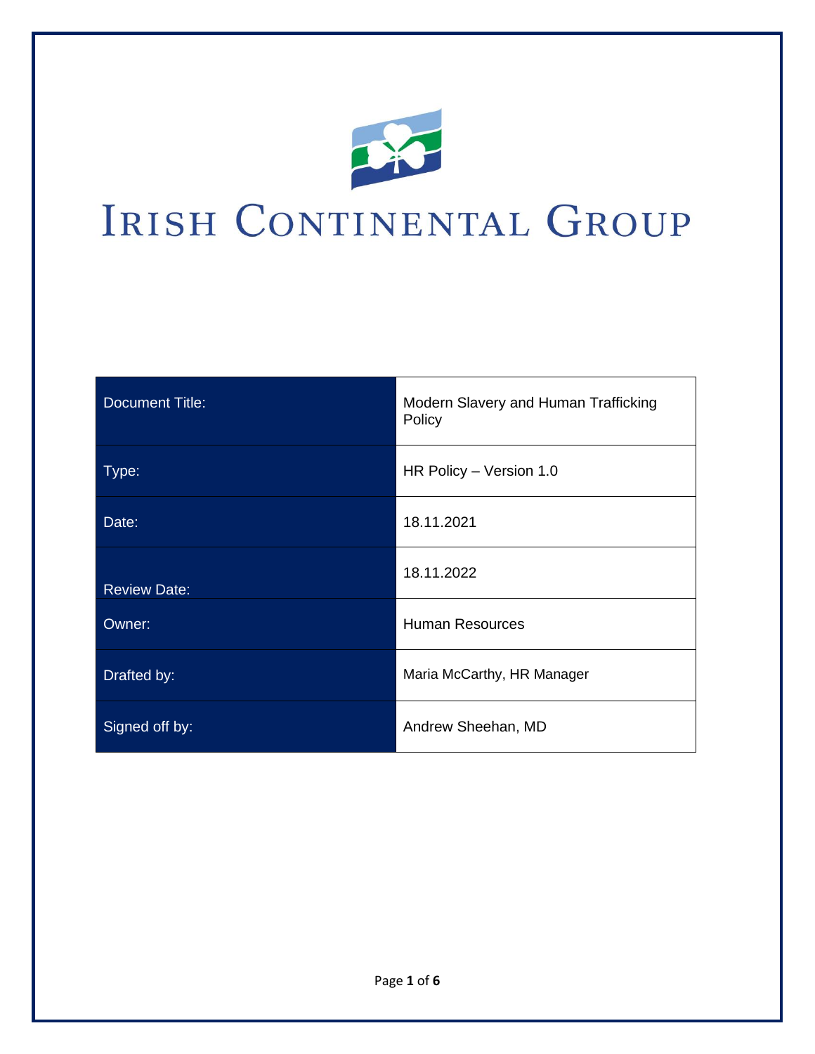# IRISH CONTINENTAL GROUP

| | |
|---|---|
| Document Title: | Modern Slavery and Human Trafficking Policy |
| Type: | HR Policy – Version 1.0 |
| Date: | 18.11.2021 |
| Review Date: | 18.11.2022 |
| Owner: | Human Resources |
| Drafted by: | Maria McCarthy, HR Manager |
| Signed off by: | Andrew Sheehan, MD |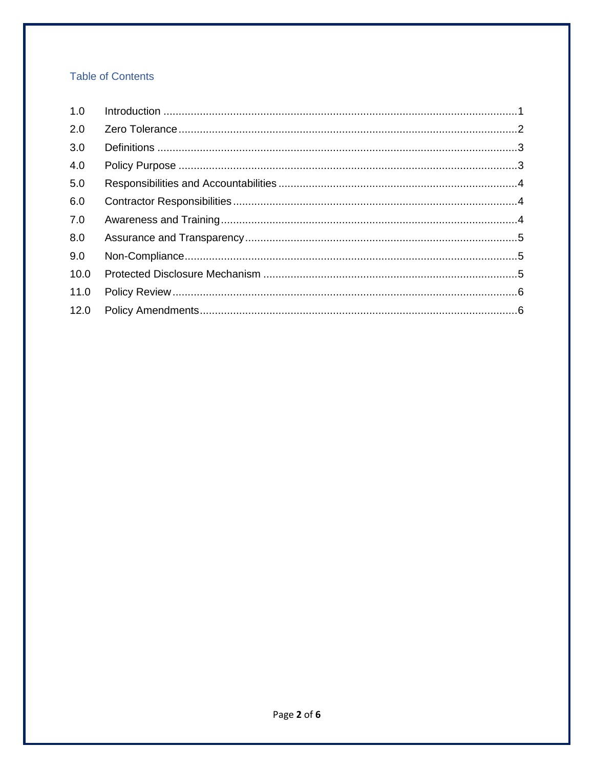## Table of Contents

| | | |
|---|---|---|
| 1.0 | Introduction | 1 |
| 2.0 | Zero Tolerance | 2 |
| 3.0 | Definitions | 3 |
| 4.0 | Policy Purpose | 3 |
| 5.0 | Responsibilities and Accountabilities | 4 |
| 6.0 | Contractor Responsibilities | 4 |
| 7.0 | Awareness and Training | 4 |
| 8.0 | Assurance and Transparency | 5 |
| 9.0 | Non-Compliance | 5 |
| 10.0 | Protected Disclosure Mechanism | 5 |
| 11.0 | Policy Review | 6 |
| 12.0 | Policy Amendments | 6 |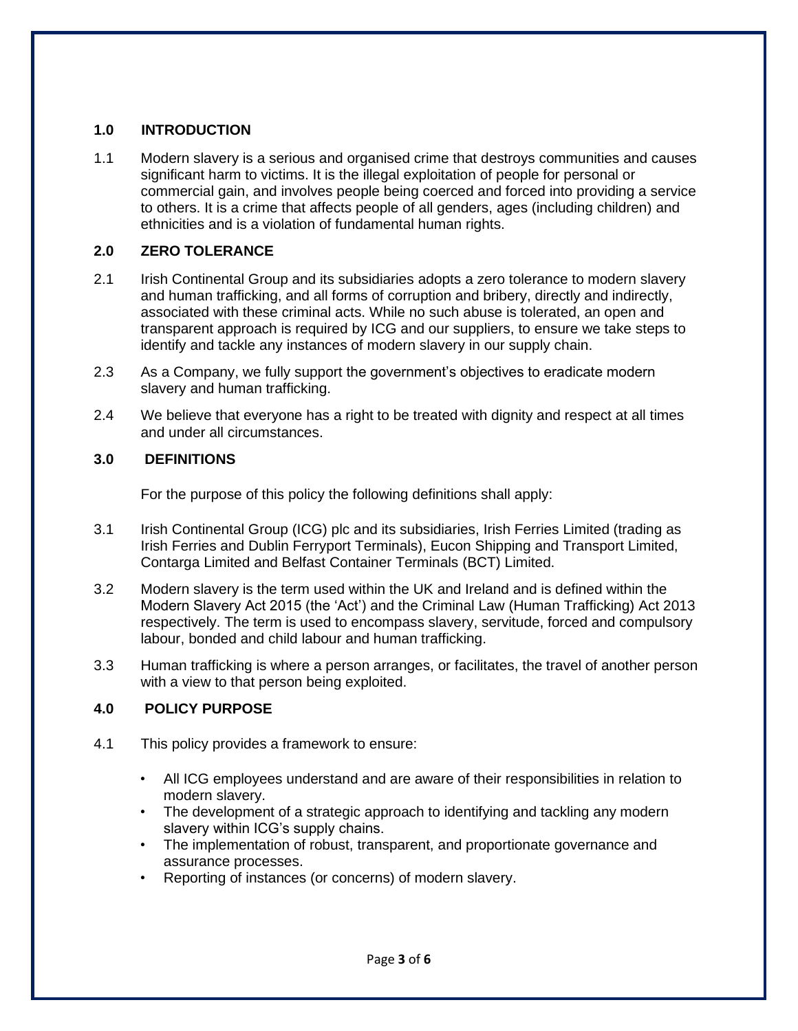## 1.0 INTRODUCTION

1.1 Modern slavery is a serious and organised crime that destroys communities and causes significant harm to victims. It is the illegal exploitation of people for personal or commercial gain, and involves people being coerced and forced into providing a service to others. It is a crime that affects people of all genders, ages (including children) and ethnicities and is a violation of fundamental human rights.

## 2.0 ZERO TOLERANCE

2.1 Irish Continental Group and its subsidiaries adopts a zero tolerance to modern slavery and human trafficking, and all forms of corruption and bribery, directly and indirectly, associated with these criminal acts. While no such abuse is tolerated, an open and transparent approach is required by ICG and our suppliers, to ensure we take steps to identify and tackle any instances of modern slavery in our supply chain.

2.3 As a Company, we fully support the government's objectives to eradicate modern slavery and human trafficking.

2.4 We believe that everyone has a right to be treated with dignity and respect at all times and under all circumstances.

## 3.0 DEFINITIONS

For the purpose of this policy the following definitions shall apply:

3.1 Irish Continental Group (ICG) plc and its subsidiaries, Irish Ferries Limited (trading as Irish Ferries and Dublin Ferryport Terminals), Eucon Shipping and Transport Limited, Contarga Limited and Belfast Container Terminals (BCT) Limited.

3.2 Modern slavery is the term used within the UK and Ireland and is defined within the Modern Slavery Act 2015 (the 'Act') and the Criminal Law (Human Trafficking) Act 2013 respectively. The term is used to encompass slavery, servitude, forced and compulsory labour, bonded and child labour and human trafficking.

3.3 Human trafficking is where a person arranges, or facilitates, the travel of another person with a view to that person being exploited.

## 4.0 POLICY PURPOSE

4.1 This policy provides a framework to ensure:

- All ICG employees understand and are aware of their responsibilities in relation to modern slavery.
- The development of a strategic approach to identifying and tackling any modern slavery within ICG's supply chains.
- The implementation of robust, transparent, and proportionate governance and assurance processes.
- Reporting of instances (or concerns) of modern slavery.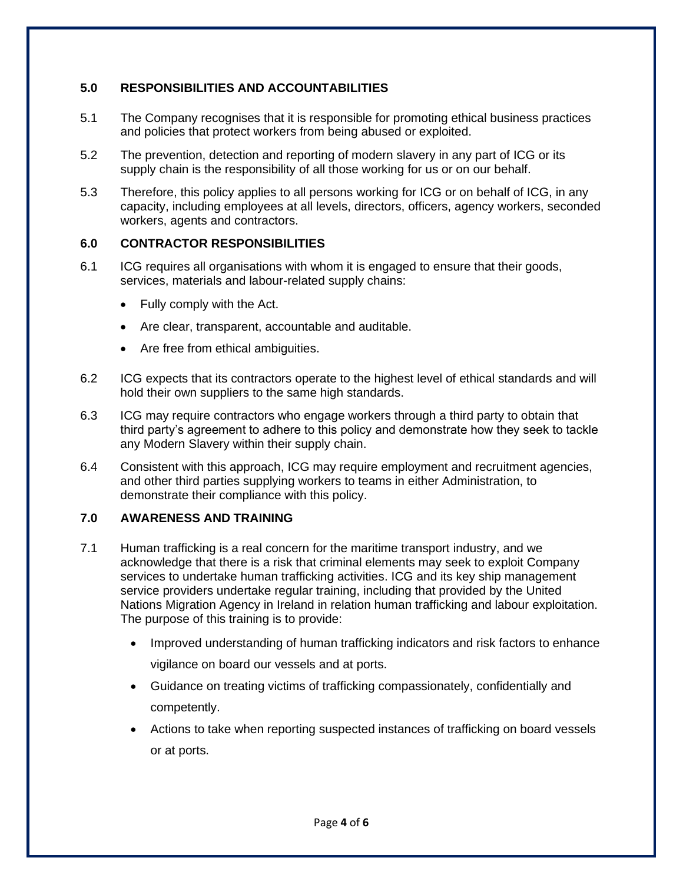## 5.0 RESPONSIBILITIES AND ACCOUNTABILITIES

5.1 The Company recognises that it is responsible for promoting ethical business practices and policies that protect workers from being abused or exploited.

5.2 The prevention, detection and reporting of modern slavery in any part of ICG or its supply chain is the responsibility of all those working for us or on our behalf.

5.3 Therefore, this policy applies to all persons working for ICG or on behalf of ICG, in any capacity, including employees at all levels, directors, officers, agency workers, seconded workers, agents and contractors.

## 6.0 CONTRACTOR RESPONSIBILITIES

6.1 ICG requires all organisations with whom it is engaged to ensure that their goods, services, materials and labour-related supply chains:

- Fully comply with the Act.
- Are clear, transparent, accountable and auditable.
- Are free from ethical ambiguities.

6.2 ICG expects that its contractors operate to the highest level of ethical standards and will hold their own suppliers to the same high standards.

6.3 ICG may require contractors who engage workers through a third party to obtain that third party's agreement to adhere to this policy and demonstrate how they seek to tackle any Modern Slavery within their supply chain.

6.4 Consistent with this approach, ICG may require employment and recruitment agencies, and other third parties supplying workers to teams in either Administration, to demonstrate their compliance with this policy.

## 7.0 AWARENESS AND TRAINING

7.1 Human trafficking is a real concern for the maritime transport industry, and we acknowledge that there is a risk that criminal elements may seek to exploit Company services to undertake human trafficking activities. ICG and its key ship management service providers undertake regular training, including that provided by the United Nations Migration Agency in Ireland in relation human trafficking and labour exploitation. The purpose of this training is to provide:

- Improved understanding of human trafficking indicators and risk factors to enhance vigilance on board our vessels and at ports.
- Guidance on treating victims of trafficking compassionately, confidentially and competently.
- Actions to take when reporting suspected instances of trafficking on board vessels or at ports.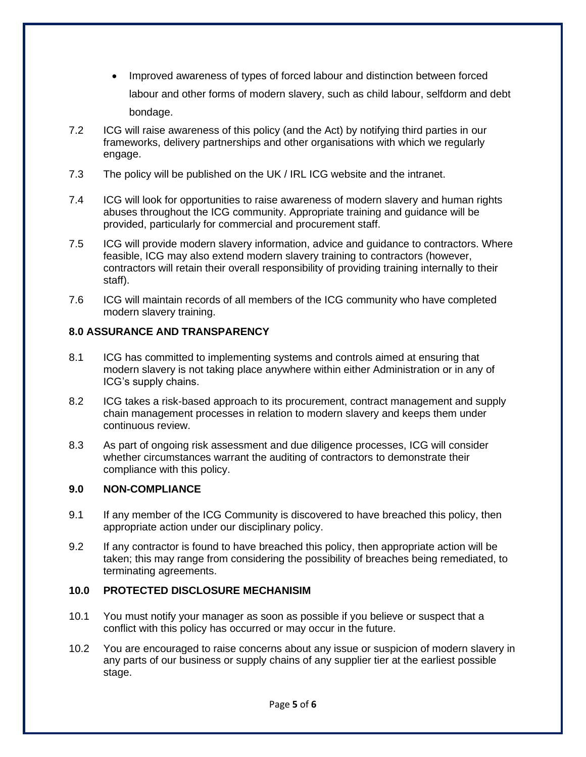- Improved awareness of types of forced labour and distinction between forced labour and other forms of modern slavery, such as child labour, selfdorm and debt bondage.

7.2 ICG will raise awareness of this policy (and the Act) by notifying third parties in our frameworks, delivery partnerships and other organisations with which we regularly engage.

7.3 The policy will be published on the UK / IRL ICG website and the intranet.

7.4 ICG will look for opportunities to raise awareness of modern slavery and human rights abuses throughout the ICG community. Appropriate training and guidance will be provided, particularly for commercial and procurement staff.

7.5 ICG will provide modern slavery information, advice and guidance to contractors. Where feasible, ICG may also extend modern slavery training to contractors (however, contractors will retain their overall responsibility of providing training internally to their staff).

7.6 ICG will maintain records of all members of the ICG community who have completed modern slavery training.

## 8.0 ASSURANCE AND TRANSPARENCY

8.1 ICG has committed to implementing systems and controls aimed at ensuring that modern slavery is not taking place anywhere within either Administration or in any of ICG's supply chains.

8.2 ICG takes a risk-based approach to its procurement, contract management and supply chain management processes in relation to modern slavery and keeps them under continuous review.

8.3 As part of ongoing risk assessment and due diligence processes, ICG will consider whether circumstances warrant the auditing of contractors to demonstrate their compliance with this policy.

## 9.0 NON-COMPLIANCE

9.1 If any member of the ICG Community is discovered to have breached this policy, then appropriate action under our disciplinary policy.

9.2 If any contractor is found to have breached this policy, then appropriate action will be taken; this may range from considering the possibility of breaches being remediated, to terminating agreements.

## 10.0 PROTECTED DISCLOSURE MECHANISIM

10.1 You must notify your manager as soon as possible if you believe or suspect that a conflict with this policy has occurred or may occur in the future.

10.2 You are encouraged to raise concerns about any issue or suspicion of modern slavery in any parts of our business or supply chains of any supplier tier at the earliest possible stage.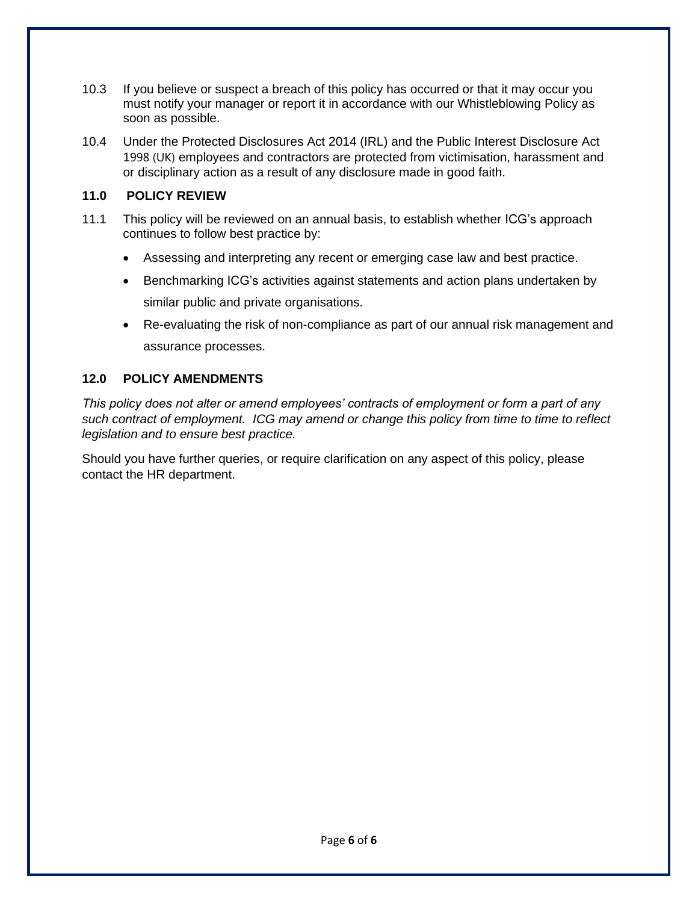10.3 If you believe or suspect a breach of this policy has occurred or that it may occur you must notify your manager or report it in accordance with our Whistleblowing Policy as soon as possible.

10.4 Under the Protected Disclosures Act 2014 (IRL) and the Public Interest Disclosure Act 1998 (UK) employees and contractors are protected from victimisation, harassment and or disciplinary action as a result of any disclosure made in good faith.

## 11.0 POLICY REVIEW

11.1 This policy will be reviewed on an annual basis, to establish whether ICG's approach continues to follow best practice by:

- Assessing and interpreting any recent or emerging case law and best practice.
- Benchmarking ICG's activities against statements and action plans undertaken by similar public and private organisations.
- Re-evaluating the risk of non-compliance as part of our annual risk management and assurance processes.

## 12.0 POLICY AMENDMENTS

*This policy does not alter or amend employees' contracts of employment or form a part of any such contract of employment. ICG may amend or change this policy from time to time to reflect legislation and to ensure best practice.*

Should you have further queries, or require clarification on any aspect of this policy, please contact the HR department.